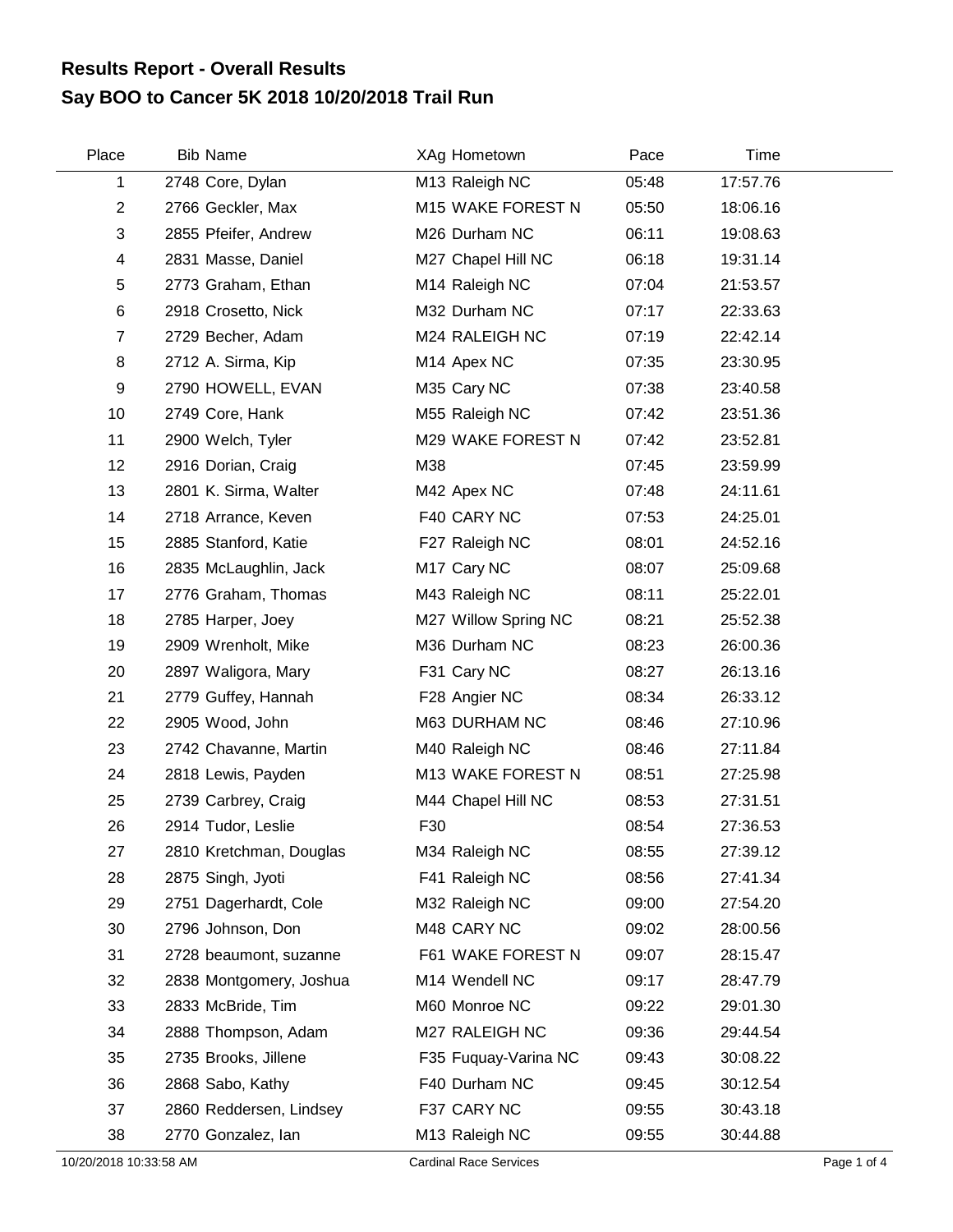## Results Report - Overall Results

## Say BOO to Cancer 5K 2018 10/20/2018 Trail Run

| Place | Bib | Name | XAg | Hometown | Pace | Time |
|---|---|---|---|---|---|---|
| 1 | 2748 | Core, Dylan | M13 | Raleigh NC | 05:48 | 17:57.76 |
| 2 | 2766 | Geckler, Max | M15 | WAKE FOREST N | 05:50 | 18:06.16 |
| 3 | 2855 | Pfeifer, Andrew | M26 | Durham NC | 06:11 | 19:08.63 |
| 4 | 2831 | Masse, Daniel | M27 | Chapel Hill NC | 06:18 | 19:31.14 |
| 5 | 2773 | Graham, Ethan | M14 | Raleigh NC | 07:04 | 21:53.57 |
| 6 | 2918 | Crosetto, Nick | M32 | Durham NC | 07:17 | 22:33.63 |
| 7 | 2729 | Becher, Adam | M24 | RALEIGH NC | 07:19 | 22:42.14 |
| 8 | 2712 | A. Sirma, Kip | M14 | Apex NC | 07:35 | 23:30.95 |
| 9 | 2790 | HOWELL, EVAN | M35 | Cary NC | 07:38 | 23:40.58 |
| 10 | 2749 | Core, Hank | M55 | Raleigh NC | 07:42 | 23:51.36 |
| 11 | 2900 | Welch, Tyler | M29 | WAKE FOREST N | 07:42 | 23:52.81 |
| 12 | 2916 | Dorian, Craig | M38 | | 07:45 | 23:59.99 |
| 13 | 2801 | K. Sirma, Walter | M42 | Apex NC | 07:48 | 24:11.61 |
| 14 | 2718 | Arrance, Keven | F40 | CARY NC | 07:53 | 24:25.01 |
| 15 | 2885 | Stanford, Katie | F27 | Raleigh NC | 08:01 | 24:52.16 |
| 16 | 2835 | McLaughlin, Jack | M17 | Cary NC | 08:07 | 25:09.68 |
| 17 | 2776 | Graham, Thomas | M43 | Raleigh NC | 08:11 | 25:22.01 |
| 18 | 2785 | Harper, Joey | M27 | Willow Spring NC | 08:21 | 25:52.38 |
| 19 | 2909 | Wrenholt, Mike | M36 | Durham NC | 08:23 | 26:00.36 |
| 20 | 2897 | Waligora, Mary | F31 | Cary NC | 08:27 | 26:13.16 |
| 21 | 2779 | Guffey, Hannah | F28 | Angier NC | 08:34 | 26:33.12 |
| 22 | 2905 | Wood, John | M63 | DURHAM NC | 08:46 | 27:10.96 |
| 23 | 2742 | Chavanne, Martin | M40 | Raleigh NC | 08:46 | 27:11.84 |
| 24 | 2818 | Lewis, Payden | M13 | WAKE FOREST N | 08:51 | 27:25.98 |
| 25 | 2739 | Carbrey, Craig | M44 | Chapel Hill NC | 08:53 | 27:31.51 |
| 26 | 2914 | Tudor, Leslie | F30 | | 08:54 | 27:36.53 |
| 27 | 2810 | Kretchman, Douglas | M34 | Raleigh NC | 08:55 | 27:39.12 |
| 28 | 2875 | Singh, Jyoti | F41 | Raleigh NC | 08:56 | 27:41.34 |
| 29 | 2751 | Dagerhardt, Cole | M32 | Raleigh NC | 09:00 | 27:54.20 |
| 30 | 2796 | Johnson, Don | M48 | CARY NC | 09:02 | 28:00.56 |
| 31 | 2728 | beaumont, suzanne | F61 | WAKE FOREST N | 09:07 | 28:15.47 |
| 32 | 2838 | Montgomery, Joshua | M14 | Wendell NC | 09:17 | 28:47.79 |
| 33 | 2833 | McBride, Tim | M60 | Monroe NC | 09:22 | 29:01.30 |
| 34 | 2888 | Thompson, Adam | M27 | RALEIGH NC | 09:36 | 29:44.54 |
| 35 | 2735 | Brooks, Jillene | F35 | Fuquay-Varina NC | 09:43 | 30:08.22 |
| 36 | 2868 | Sabo, Kathy | F40 | Durham NC | 09:45 | 30:12.54 |
| 37 | 2860 | Reddersen, Lindsey | F37 | CARY NC | 09:55 | 30:43.18 |
| 38 | 2770 | Gonzalez, Ian | M13 | Raleigh NC | 09:55 | 30:44.88 |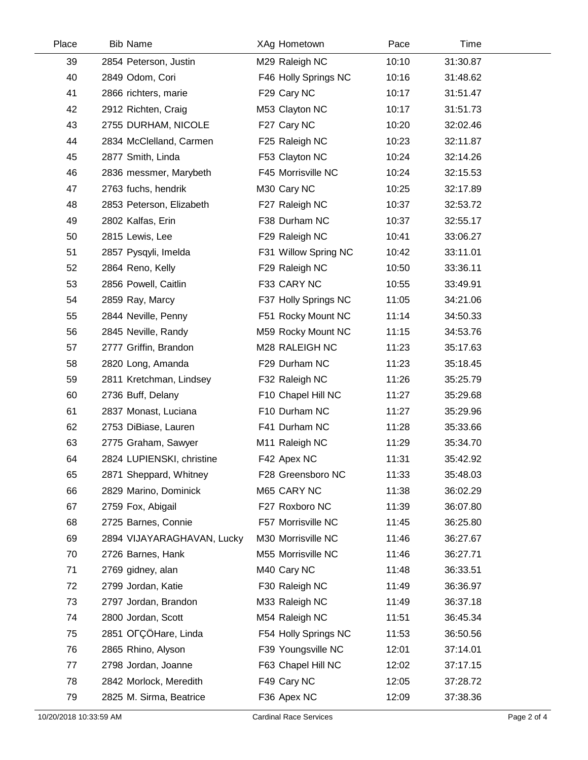| Place | Bib | Name | XAg | Hometown | Pace | Time |
|---|---|---|---|---|---|---|
| 39 | 2854 | Peterson, Justin | M29 | Raleigh NC | 10:10 | 31:30.87 |
| 40 | 2849 | Odom, Cori | F46 | Holly Springs NC | 10:16 | 31:48.62 |
| 41 | 2866 | richters, marie | F29 | Cary NC | 10:17 | 31:51.47 |
| 42 | 2912 | Richten, Craig | M53 | Clayton NC | 10:17 | 31:51.73 |
| 43 | 2755 | DURHAM, NICOLE | F27 | Cary NC | 10:20 | 32:02.46 |
| 44 | 2834 | McClelland, Carmen | F25 | Raleigh NC | 10:23 | 32:11.87 |
| 45 | 2877 | Smith, Linda | F53 | Clayton NC | 10:24 | 32:14.26 |
| 46 | 2836 | messmer, Marybeth | F45 | Morrisville NC | 10:24 | 32:15.53 |
| 47 | 2763 | fuchs, hendrik | M30 | Cary NC | 10:25 | 32:17.89 |
| 48 | 2853 | Peterson, Elizabeth | F27 | Raleigh NC | 10:37 | 32:53.72 |
| 49 | 2802 | Kalfas, Erin | F38 | Durham NC | 10:37 | 32:55.17 |
| 50 | 2815 | Lewis, Lee | F29 | Raleigh NC | 10:41 | 33:06.27 |
| 51 | 2857 | Pysqyli, Imelda | F31 | Willow Spring NC | 10:42 | 33:11.01 |
| 52 | 2864 | Reno, Kelly | F29 | Raleigh NC | 10:50 | 33:36.11 |
| 53 | 2856 | Powell, Caitlin | F33 | CARY NC | 10:55 | 33:49.91 |
| 54 | 2859 | Ray, Marcy | F37 | Holly Springs NC | 11:05 | 34:21.06 |
| 55 | 2844 | Neville, Penny | F51 | Rocky Mount NC | 11:14 | 34:50.33 |
| 56 | 2845 | Neville, Randy | M59 | Rocky Mount NC | 11:15 | 34:53.76 |
| 57 | 2777 | Griffin, Brandon | M28 | RALEIGH NC | 11:23 | 35:17.63 |
| 58 | 2820 | Long, Amanda | F29 | Durham NC | 11:23 | 35:18.45 |
| 59 | 2811 | Kretchman, Lindsey | F32 | Raleigh NC | 11:26 | 35:25.79 |
| 60 | 2736 | Buff, Delany | F10 | Chapel Hill NC | 11:27 | 35:29.68 |
| 61 | 2837 | Monast, Luciana | F10 | Durham NC | 11:27 | 35:29.96 |
| 62 | 2753 | DiBiase, Lauren | F41 | Durham NC | 11:28 | 35:33.66 |
| 63 | 2775 | Graham, Sawyer | M11 | Raleigh NC | 11:29 | 35:34.70 |
| 64 | 2824 | LUPIENSKI, christine | F42 | Apex NC | 11:31 | 35:42.92 |
| 65 | 2871 | Sheppard, Whitney | F28 | Greensboro NC | 11:33 | 35:48.03 |
| 66 | 2829 | Marino, Dominick | M65 | CARY NC | 11:38 | 36:02.29 |
| 67 | 2759 | Fox, Abigail | F27 | Roxboro NC | 11:39 | 36:07.80 |
| 68 | 2725 | Barnes, Connie | F57 | Morrisville NC | 11:45 | 36:25.80 |
| 69 | 2894 | VIJAYARAGHAVAN, Lucky | M30 | Morrisville NC | 11:46 | 36:27.67 |
| 70 | 2726 | Barnes, Hank | M55 | Morrisville NC | 11:46 | 36:27.71 |
| 71 | 2769 | gidney, alan | M40 | Cary NC | 11:48 | 36:33.51 |
| 72 | 2799 | Jordan, Katie | F30 | Raleigh NC | 11:49 | 36:36.97 |
| 73 | 2797 | Jordan, Brandon | M33 | Raleigh NC | 11:49 | 36:37.18 |
| 74 | 2800 | Jordan, Scott | M54 | Raleigh NC | 11:51 | 36:45.34 |
| 75 | 2851 | OΓÇÖHare, Linda | F54 | Holly Springs NC | 11:53 | 36:50.56 |
| 76 | 2865 | Rhino, Alyson | F39 | Youngsville NC | 12:01 | 37:14.01 |
| 77 | 2798 | Jordan, Joanne | F63 | Chapel Hill NC | 12:02 | 37:17.15 |
| 78 | 2842 | Morlock, Meredith | F49 | Cary NC | 12:05 | 37:28.72 |
| 79 | 2825 | M. Sirma, Beatrice | F36 | Apex NC | 12:09 | 37:38.36 |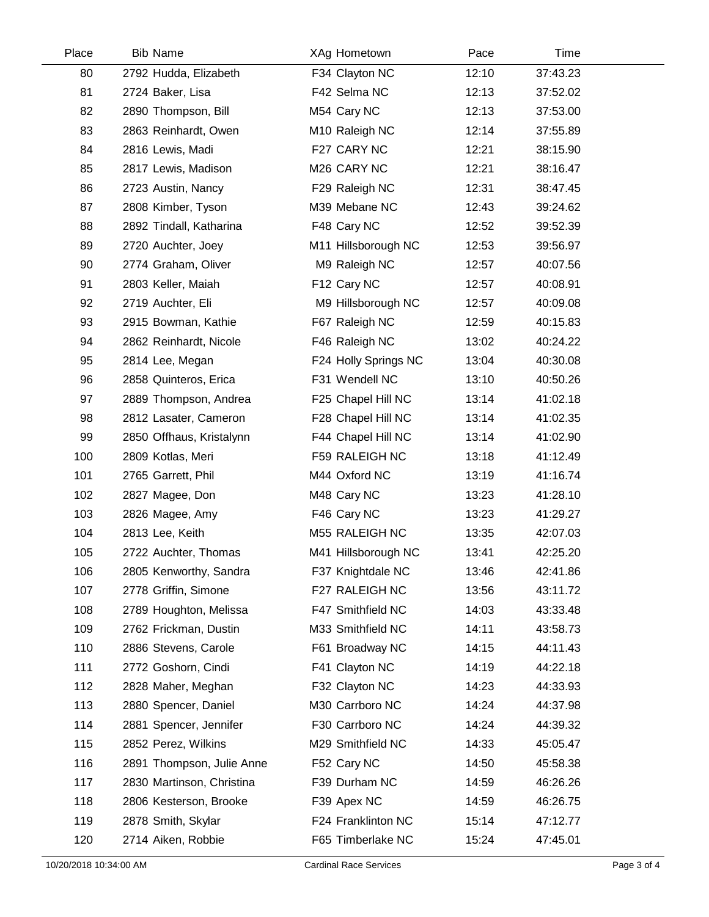| Place | Bib | Name | XAg | Hometown | Pace | Time |
|---|---|---|---|---|---|---|
| 80 | 2792 | Hudda, Elizabeth | F34 | Clayton NC | 12:10 | 37:43.23 |
| 81 | 2724 | Baker, Lisa | F42 | Selma NC | 12:13 | 37:52.02 |
| 82 | 2890 | Thompson, Bill | M54 | Cary NC | 12:13 | 37:53.00 |
| 83 | 2863 | Reinhardt, Owen | M10 | Raleigh NC | 12:14 | 37:55.89 |
| 84 | 2816 | Lewis, Madi | F27 | CARY NC | 12:21 | 38:15.90 |
| 85 | 2817 | Lewis, Madison | M26 | CARY NC | 12:21 | 38:16.47 |
| 86 | 2723 | Austin, Nancy | F29 | Raleigh NC | 12:31 | 38:47.45 |
| 87 | 2808 | Kimber, Tyson | M39 | Mebane NC | 12:43 | 39:24.62 |
| 88 | 2892 | Tindall, Katharina | F48 | Cary NC | 12:52 | 39:52.39 |
| 89 | 2720 | Auchter, Joey | M11 | Hillsborough NC | 12:53 | 39:56.97 |
| 90 | 2774 | Graham, Oliver | M9 | Raleigh NC | 12:57 | 40:07.56 |
| 91 | 2803 | Keller, Maiah | F12 | Cary NC | 12:57 | 40:08.91 |
| 92 | 2719 | Auchter, Eli | M9 | Hillsborough NC | 12:57 | 40:09.08 |
| 93 | 2915 | Bowman, Kathie | F67 | Raleigh NC | 12:59 | 40:15.83 |
| 94 | 2862 | Reinhardt, Nicole | F46 | Raleigh NC | 13:02 | 40:24.22 |
| 95 | 2814 | Lee, Megan | F24 | Holly Springs NC | 13:04 | 40:30.08 |
| 96 | 2858 | Quinteros, Erica | F31 | Wendell NC | 13:10 | 40:50.26 |
| 97 | 2889 | Thompson, Andrea | F25 | Chapel Hill NC | 13:14 | 41:02.18 |
| 98 | 2812 | Lasater, Cameron | F28 | Chapel Hill NC | 13:14 | 41:02.35 |
| 99 | 2850 | Offhaus, Kristalynn | F44 | Chapel Hill NC | 13:14 | 41:02.90 |
| 100 | 2809 | Kotlas, Meri | F59 | RALEIGH NC | 13:18 | 41:12.49 |
| 101 | 2765 | Garrett, Phil | M44 | Oxford NC | 13:19 | 41:16.74 |
| 102 | 2827 | Magee, Don | M48 | Cary NC | 13:23 | 41:28.10 |
| 103 | 2826 | Magee, Amy | F46 | Cary NC | 13:23 | 41:29.27 |
| 104 | 2813 | Lee, Keith | M55 | RALEIGH NC | 13:35 | 42:07.03 |
| 105 | 2722 | Auchter, Thomas | M41 | Hillsborough NC | 13:41 | 42:25.20 |
| 106 | 2805 | Kenworthy, Sandra | F37 | Knightdale NC | 13:46 | 42:41.86 |
| 107 | 2778 | Griffin, Simone | F27 | RALEIGH NC | 13:56 | 43:11.72 |
| 108 | 2789 | Houghton, Melissa | F47 | Smithfield NC | 14:03 | 43:33.48 |
| 109 | 2762 | Frickman, Dustin | M33 | Smithfield NC | 14:11 | 43:58.73 |
| 110 | 2886 | Stevens, Carole | F61 | Broadway NC | 14:15 | 44:11.43 |
| 111 | 2772 | Goshorn, Cindi | F41 | Clayton NC | 14:19 | 44:22.18 |
| 112 | 2828 | Maher, Meghan | F32 | Clayton NC | 14:23 | 44:33.93 |
| 113 | 2880 | Spencer, Daniel | M30 | Carrboro NC | 14:24 | 44:37.98 |
| 114 | 2881 | Spencer, Jennifer | F30 | Carrboro NC | 14:24 | 44:39.32 |
| 115 | 2852 | Perez, Wilkins | M29 | Smithfield NC | 14:33 | 45:05.47 |
| 116 | 2891 | Thompson, Julie Anne | F52 | Cary NC | 14:50 | 45:58.38 |
| 117 | 2830 | Martinson, Christina | F39 | Durham NC | 14:59 | 46:26.26 |
| 118 | 2806 | Kesterson, Brooke | F39 | Apex NC | 14:59 | 46:26.75 |
| 119 | 2878 | Smith, Skylar | F24 | Franklinton NC | 15:14 | 47:12.77 |
| 120 | 2714 | Aiken, Robbie | F65 | Timberlake NC | 15:24 | 47:45.01 |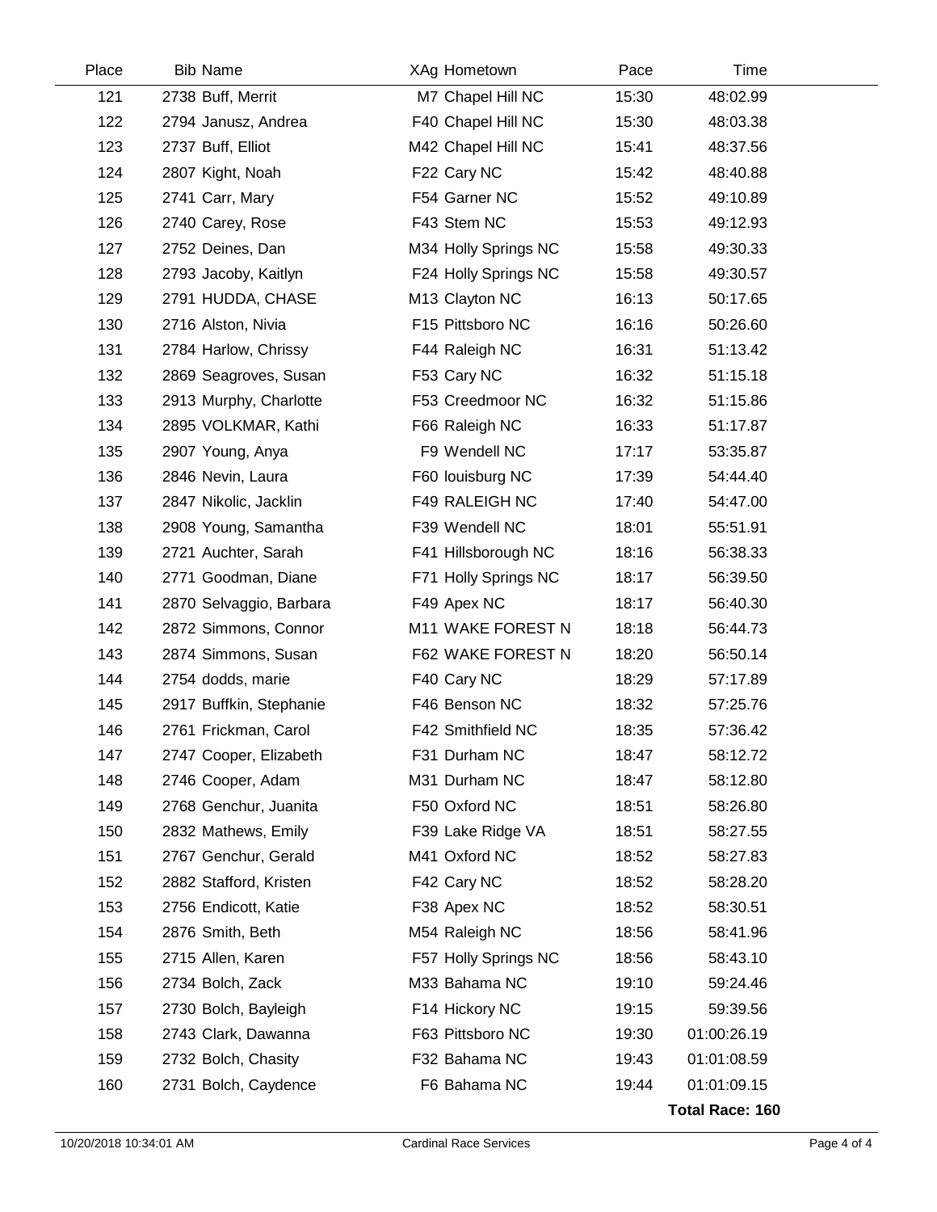| Place | Bib | Name | XAg | Hometown | Pace | Time |
|---|---|---|---|---|---|---|
| 121 | 2738 | Buff, Merrit | M7 | Chapel Hill NC | 15:30 | 48:02.99 |
| 122 | 2794 | Janusz, Andrea | F40 | Chapel Hill NC | 15:30 | 48:03.38 |
| 123 | 2737 | Buff, Elliot | M42 | Chapel Hill NC | 15:41 | 48:37.56 |
| 124 | 2807 | Kight, Noah | F22 | Cary NC | 15:42 | 48:40.88 |
| 125 | 2741 | Carr, Mary | F54 | Garner NC | 15:52 | 49:10.89 |
| 126 | 2740 | Carey, Rose | F43 | Stem NC | 15:53 | 49:12.93 |
| 127 | 2752 | Deines, Dan | M34 | Holly Springs NC | 15:58 | 49:30.33 |
| 128 | 2793 | Jacoby, Kaitlyn | F24 | Holly Springs NC | 15:58 | 49:30.57 |
| 129 | 2791 | HUDDA, CHASE | M13 | Clayton NC | 16:13 | 50:17.65 |
| 130 | 2716 | Alston, Nivia | F15 | Pittsboro NC | 16:16 | 50:26.60 |
| 131 | 2784 | Harlow, Chrissy | F44 | Raleigh NC | 16:31 | 51:13.42 |
| 132 | 2869 | Seagroves, Susan | F53 | Cary NC | 16:32 | 51:15.18 |
| 133 | 2913 | Murphy, Charlotte | F53 | Creedmoor NC | 16:32 | 51:15.86 |
| 134 | 2895 | VOLKMAR, Kathi | F66 | Raleigh NC | 16:33 | 51:17.87 |
| 135 | 2907 | Young, Anya | F9 | Wendell NC | 17:17 | 53:35.87 |
| 136 | 2846 | Nevin, Laura | F60 | louisburg NC | 17:39 | 54:44.40 |
| 137 | 2847 | Nikolic, Jacklin | F49 | RALEIGH NC | 17:40 | 54:47.00 |
| 138 | 2908 | Young, Samantha | F39 | Wendell NC | 18:01 | 55:51.91 |
| 139 | 2721 | Auchter, Sarah | F41 | Hillsborough NC | 18:16 | 56:38.33 |
| 140 | 2771 | Goodman, Diane | F71 | Holly Springs NC | 18:17 | 56:39.50 |
| 141 | 2870 | Selvaggio, Barbara | F49 | Apex NC | 18:17 | 56:40.30 |
| 142 | 2872 | Simmons, Connor | M11 | WAKE FOREST N | 18:18 | 56:44.73 |
| 143 | 2874 | Simmons, Susan | F62 | WAKE FOREST N | 18:20 | 56:50.14 |
| 144 | 2754 | dodds, marie | F40 | Cary NC | 18:29 | 57:17.89 |
| 145 | 2917 | Buffkin, Stephanie | F46 | Benson NC | 18:32 | 57:25.76 |
| 146 | 2761 | Frickman, Carol | F42 | Smithfield NC | 18:35 | 57:36.42 |
| 147 | 2747 | Cooper, Elizabeth | F31 | Durham NC | 18:47 | 58:12.72 |
| 148 | 2746 | Cooper, Adam | M31 | Durham NC | 18:47 | 58:12.80 |
| 149 | 2768 | Genchur, Juanita | F50 | Oxford NC | 18:51 | 58:26.80 |
| 150 | 2832 | Mathews, Emily | F39 | Lake Ridge VA | 18:51 | 58:27.55 |
| 151 | 2767 | Genchur, Gerald | M41 | Oxford NC | 18:52 | 58:27.83 |
| 152 | 2882 | Stafford, Kristen | F42 | Cary NC | 18:52 | 58:28.20 |
| 153 | 2756 | Endicott, Katie | F38 | Apex NC | 18:52 | 58:30.51 |
| 154 | 2876 | Smith, Beth | M54 | Raleigh NC | 18:56 | 58:41.96 |
| 155 | 2715 | Allen, Karen | F57 | Holly Springs NC | 18:56 | 58:43.10 |
| 156 | 2734 | Bolch, Zack | M33 | Bahama NC | 19:10 | 59:24.46 |
| 157 | 2730 | Bolch, Bayleigh | F14 | Hickory NC | 19:15 | 59:39.56 |
| 158 | 2743 | Clark, Dawanna | F63 | Pittsboro NC | 19:30 | 01:00:26.19 |
| 159 | 2732 | Bolch, Chasity | F32 | Bahama NC | 19:43 | 01:01:08.59 |
| 160 | 2731 | Bolch, Caydence | F6 | Bahama NC | 19:44 | 01:01:09.15 |

**Total Race: 160**

10/20/2018 10:34:01 AM — Cardinal Race Services